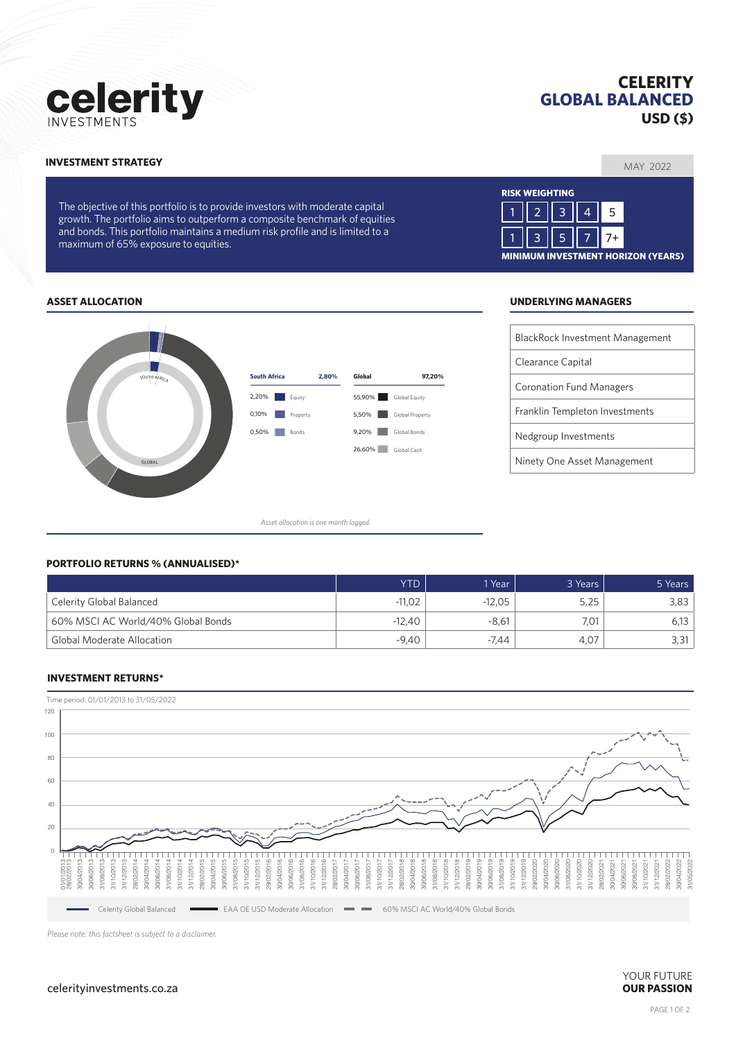# celerity
INVESTMENTS

# CELERITY GLOBAL BALANCED USD ($)

## INVESTMENT STRATEGY

MAY 2022

The objective of this portfolio is to provide investors with moderate capital growth. The portfolio aims to outperform a composite benchmark of equities and bonds. This portfolio maintains a medium risk profile and is limited to a maximum of 65% exposure to equities.

**RISK WEIGHTING**

1 | 2 | 3 | 4 | **5**

1 | 3 | 5 | 7 | **7+**

**MINIMUM INVESTMENT HORIZON (YEARS)**

## ASSET ALLOCATION

| South Africa | 2,80% |
|---|---|
| 2,20% | Equity |
| 0,10% | Property |
| 0,50% | Bonds |

| Global | 97,20% |
|---|---|
| 55,90% | Global Equity |
| 5,50% | Global Property |
| 9,20% | Global Bonds |
| 26,60% | Global Cash |

*Asset allocation is one month lagged.*

## UNDERLYING MANAGERS

- BlackRock Investment Management
- Clearance Capital
- Coronation Fund Managers
- Franklin Templeton Investments
- Nedgroup Investments
- Ninety One Asset Management

## PORTFOLIO RETURNS % (ANNUALISED)*

| | YTD | 1 Year | 3 Years | 5 Years |
|---|---|---|---|---|
| Celerity Global Balanced | -11,02 | -12,05 | 5,25 | 3,83 |
| 60% MSCI AC World/40% Global Bonds | -12,40 | -8,61 | 7,01 | 6,13 |
| Global Moderate Allocation | -9,40 | -7,44 | 4,07 | 3,31 |

## INVESTMENT RETURNS*

Time period: 01/01/2013 to 31/05/2022

Celerity Global Balanced — EAA OE USD Moderate Allocation — 60% MSCI AC World/40% Global Bonds

*Please note: this factsheet is subject to a disclaimer.*

celerityinvestments.co.za

YOUR FUTURE **OUR PASSION**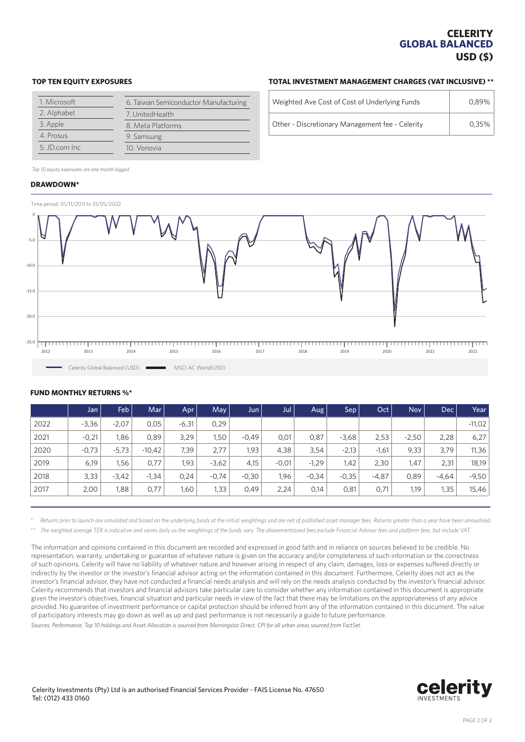# CELERITY
# GLOBAL BALANCED
# USD ($)

### TOP TEN EQUITY EXPOSURES

| | |
|---|---|
| 1. Microsoft | 6. Taiwan Semiconductor Manufacturing |
| 2. Alphabet | 7. UnitedHealth |
| 3. Apple | 8. Meta Platforms |
| 4. Prosus | 9. Samsung |
| 5. JD.com Inc | 10. Vonovia |

*Top 10 equity exposures are one month lagged.*

### TOTAL INVESTMENT MANAGEMENT CHARGES (VAT INCLUSIVE) **

| | |
|---|---|
| Weighted Ave Cost of Cost of Underlying Funds | 0,89% |
| Other - Discretionary Management fee - Celerity | 0,35% |

### DRAWDOWN*

Time period: 01/11/2011 to 31/05/2022

0
-5.0
-10.0
-15.0
-20.0
-25.0

2012 2013 2014 2015 2016 2017 2018 2019 2020 2021 2022

Celerity Global Balanced (USD)
MSCI AC World(USD)

### FUND MONTHLY RETURNS %*

| | Jan | Feb | Mar | Apr | May | Jun | Jul | Aug | Sep | Oct | Nov | Dec | Year |
|---|---|---|---|---|---|---|---|---|---|---|---|---|---|
| 2022 | -3,36 | -2,07 | 0,05 | -6,31 | 0,29 | | | | | | | | -11,02 |
| 2021 | -0,21 | 1,86 | 0,89 | 3,29 | 1,50 | -0,49 | 0,01 | 0,87 | -3,68 | 2,53 | -2,50 | 2,28 | 6,27 |
| 2020 | -0,73 | -5,73 | -10,42 | 7,39 | 2,77 | 1,93 | 4,38 | 3,54 | -2,13 | -1,61 | 9,33 | 3,79 | 11,36 |
| 2019 | 6,19 | 1,56 | 0,77 | 1,93 | -3,62 | 4,15 | -0,01 | -1,29 | 1,42 | 2,30 | 1,47 | 2,31 | 18,19 |
| 2018 | 3,33 | -3,42 | -1,34 | 0,24 | -0,74 | -0,30 | 1,96 | -0,34 | -0,35 | -4,87 | 0,89 | -4,64 | -9,50 |
| 2017 | 2,00 | 1,88 | 0,77 | 1,60 | 1,33 | 0,49 | 2,24 | 0,14 | 0,81 | 0,71 | 1,19 | 1,35 | 15,46 |

*\* Returns prior to launch are simulated and based on the underlying funds at the initial weightings and are net of published asset manager fees. Returns greater than a year have been annualised.*

*\*\* The weighted average TER is indicative and varies daily as the weightings of the funds vary. The abovementioned fees exclude Financial Advisor fees and platform fees, but include VAT.*

The information and opinions contained in this document are recorded and expressed in good faith and in reliance on sources believed to be credible. No representation, warranty, undertaking or guarantee of whatever nature is given on the accuracy and/or completeness of such information or the correctness of such opinions. Celerity will have no liability of whatever nature and however arising in respect of any claim, damages, loss or expenses suffered directly or indirectly by the investor or the investor's financial advisor acting on the information contained in this document. Furthermore, Celerity does not act as the investor's financial advisor, they have not conducted a financial needs analysis and will rely on the needs analysis conducted by the investor's financial advisor. Celerity recommends that investors and financial advisors take particular care to consider whether any information contained in this document is appropriate given the investor's objectives, financial situation and particular needs in view of the fact that there may be limitations on the appropriateness of any advice provided. No guarantee of investment performance or capital protection should be inferred from any of the information contained in this document. The value of participatory interests may go down as well as up and past performance is not necessarily a guide to future performance.

*Sources: Performance, Top 10 holdings and Asset Allocation is sourced from Morningstar Direct. CPI for all urban areas sourced from FactSet.*

Celerity Investments (Pty) Ltd is an authorised Financial Services Provider - FAIS License No. 47650
Tel: (012) 433 0160

celerity INVESTMENTS